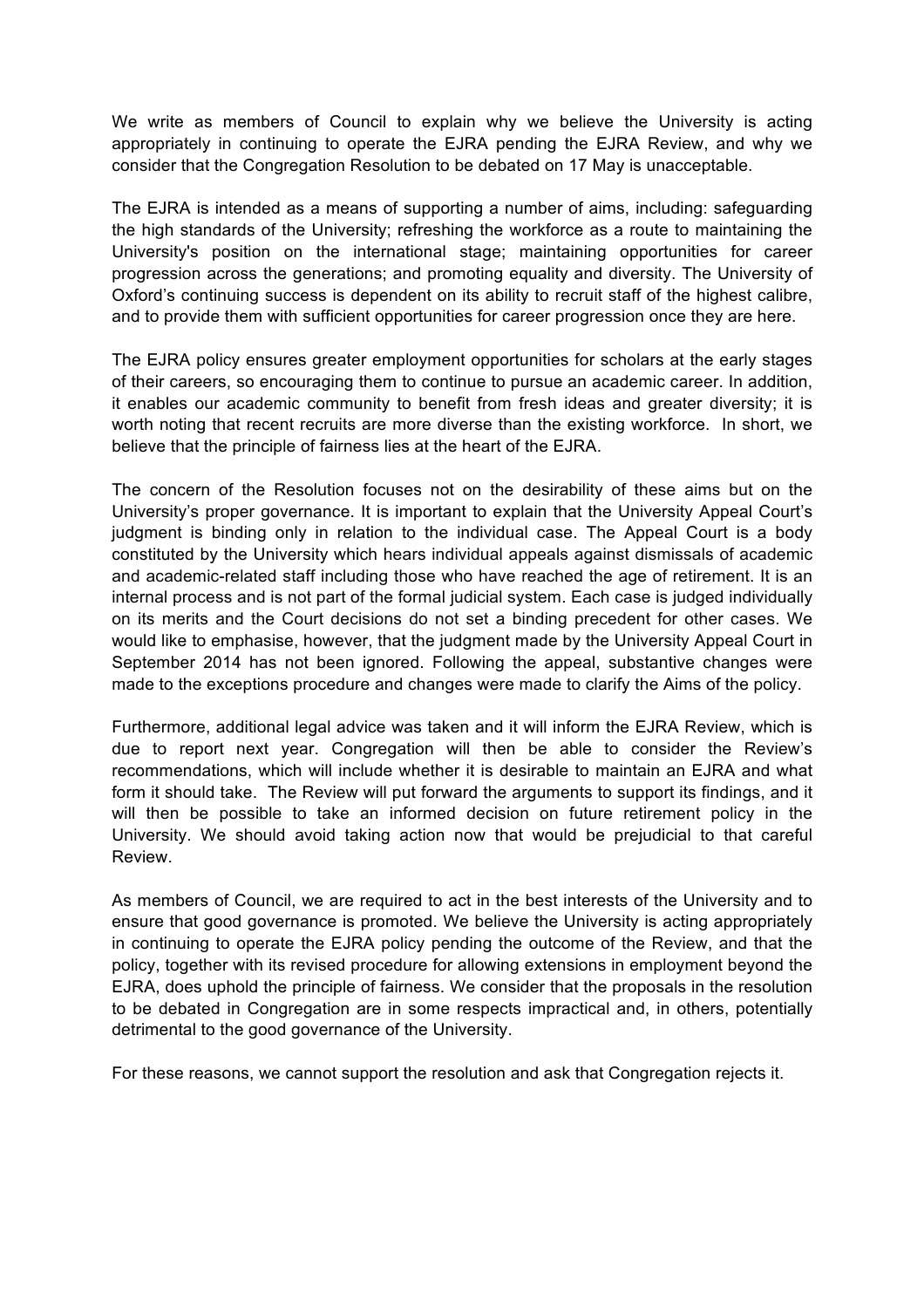We write as members of Council to explain why we believe the University is acting appropriately in continuing to operate the EJRA pending the EJRA Review, and why we consider that the Congregation Resolution to be debated on 17 May is unacceptable.

The EJRA is intended as a means of supporting a number of aims, including: safeguarding the high standards of the University; refreshing the workforce as a route to maintaining the University's position on the international stage; maintaining opportunities for career progression across the generations; and promoting equality and diversity. The University of Oxford's continuing success is dependent on its ability to recruit staff of the highest calibre, and to provide them with sufficient opportunities for career progression once they are here.

The EJRA policy ensures greater employment opportunities for scholars at the early stages of their careers, so encouraging them to continue to pursue an academic career. In addition, it enables our academic community to benefit from fresh ideas and greater diversity; it is worth noting that recent recruits are more diverse than the existing workforce. In short, we believe that the principle of fairness lies at the heart of the EJRA.

The concern of the Resolution focuses not on the desirability of these aims but on the University's proper governance. It is important to explain that the University Appeal Court's judgment is binding only in relation to the individual case. The Appeal Court is a body constituted by the University which hears individual appeals against dismissals of academic and academic-related staff including those who have reached the age of retirement. It is an internal process and is not part of the formal judicial system. Each case is judged individually on its merits and the Court decisions do not set a binding precedent for other cases. We would like to emphasise, however, that the judgment made by the University Appeal Court in September 2014 has not been ignored. Following the appeal, substantive changes were made to the exceptions procedure and changes were made to clarify the Aims of the policy.

Furthermore, additional legal advice was taken and it will inform the EJRA Review, which is due to report next year. Congregation will then be able to consider the Review's recommendations, which will include whether it is desirable to maintain an EJRA and what form it should take. The Review will put forward the arguments to support its findings, and it will then be possible to take an informed decision on future retirement policy in the University. We should avoid taking action now that would be prejudicial to that careful Review.

As members of Council, we are required to act in the best interests of the University and to ensure that good governance is promoted. We believe the University is acting appropriately in continuing to operate the EJRA policy pending the outcome of the Review, and that the policy, together with its revised procedure for allowing extensions in employment beyond the EJRA, does uphold the principle of fairness. We consider that the proposals in the resolution to be debated in Congregation are in some respects impractical and, in others, potentially detrimental to the good governance of the University.

For these reasons, we cannot support the resolution and ask that Congregation rejects it.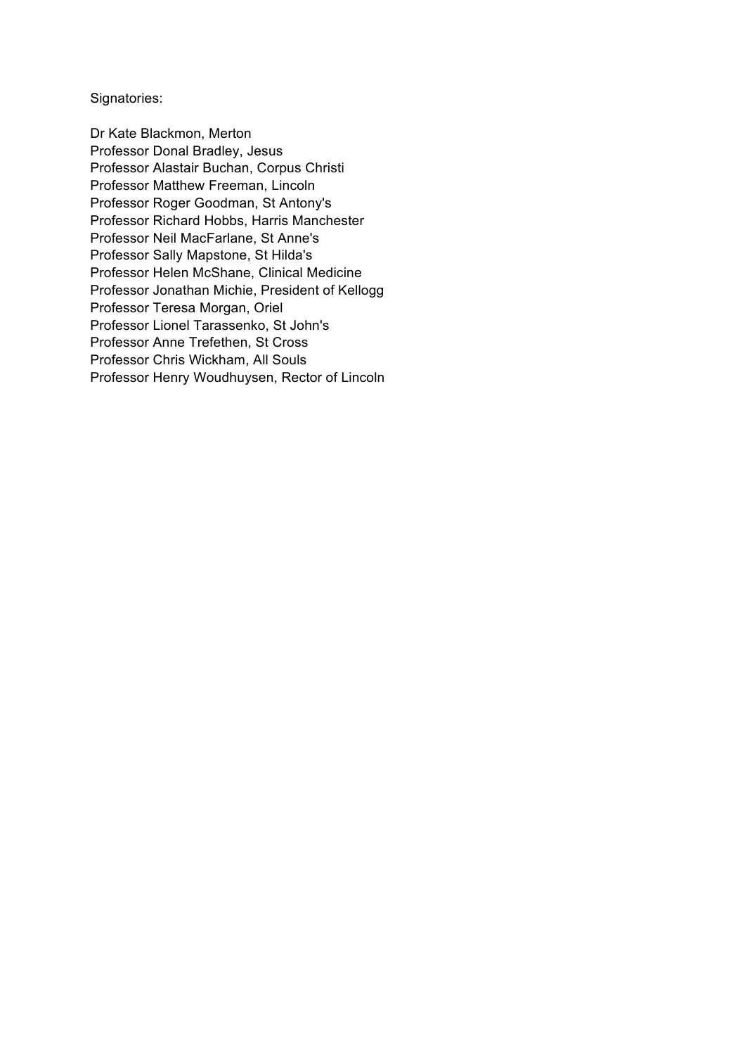Signatories:

Dr Kate Blackmon, Merton
Professor Donal Bradley, Jesus
Professor Alastair Buchan, Corpus Christi
Professor Matthew Freeman, Lincoln
Professor Roger Goodman, St Antony's
Professor Richard Hobbs, Harris Manchester
Professor Neil MacFarlane, St Anne's
Professor Sally Mapstone, St Hilda's
Professor Helen McShane, Clinical Medicine
Professor Jonathan Michie, President of Kellogg
Professor Teresa Morgan, Oriel
Professor Lionel Tarassenko, St John's
Professor Anne Trefethen, St Cross
Professor Chris Wickham, All Souls
Professor Henry Woudhuysen, Rector of Lincoln